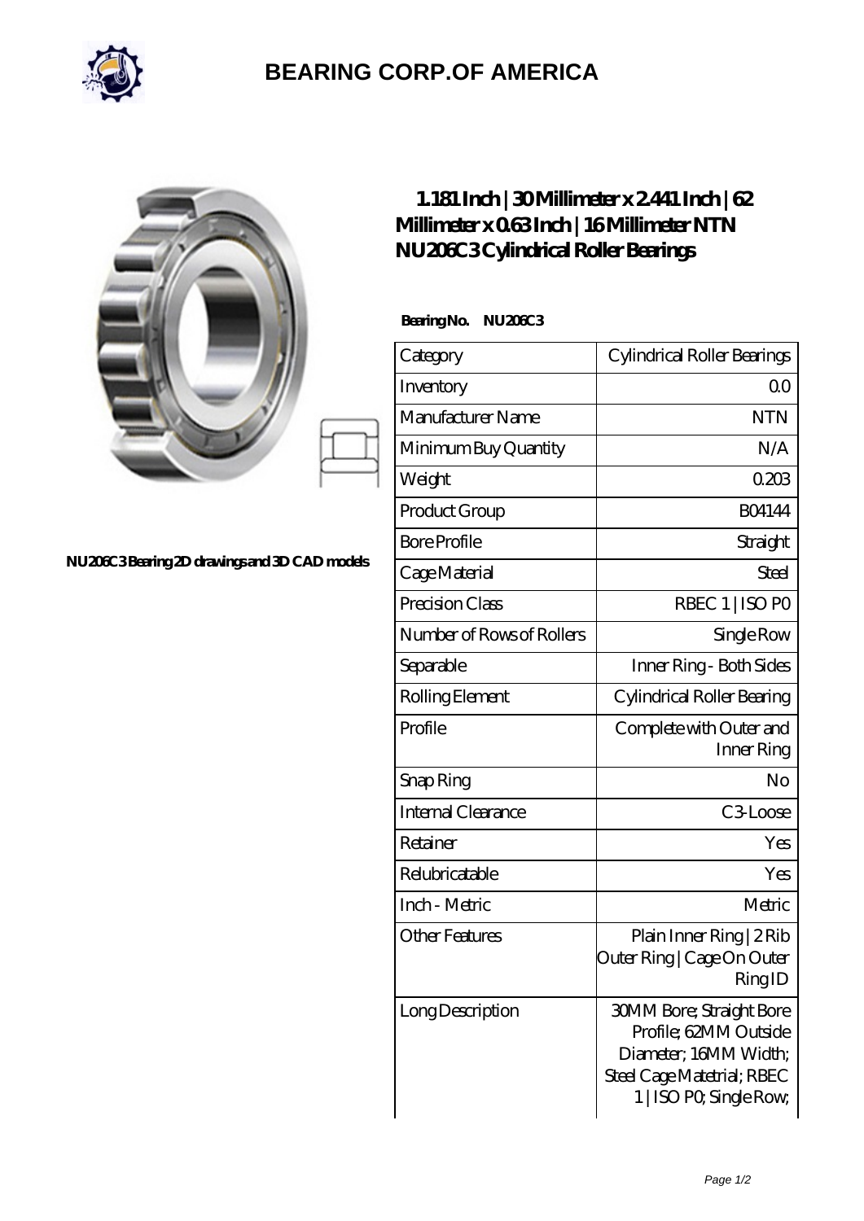# BEARING CORP.OF AMERICA

NU206C3 Bearing 2D drawings and 3D CAD models

## 1.181 Inch | 30 Millimeter x 2.441 Inch | 62 Millimeter x 0.63 Inch | 16 Millimeter NTN NU206C3 Cylindrical Roller Bearings

**Bearing No. NU206C3**

| Category | Cylindrical Roller Bearings |
|---|---|
| Inventory | 0.0 |
| Manufacturer Name | NTN |
| Minimum Buy Quantity | N/A |
| Weight | 0.203 |
| Product Group | B04144 |
| Bore Profile | Straight |
| Cage Material | Steel |
| Precision Class | RBEC 1 \| ISO P0 |
| Number of Rows of Rollers | Single Row |
| Separable | Inner Ring - Both Sides |
| Rolling Element | Cylindrical Roller Bearing |
| Profile | Complete with Outer and Inner Ring |
| Snap Ring | No |
| Internal Clearance | C3-Loose |
| Retainer | Yes |
| Relubricatable | Yes |
| Inch - Metric | Metric |
| Other Features | Plain Inner Ring \| 2 Rib Outer Ring \| Cage On Outer Ring ID |
| Long Description | 30MM Bore; Straight Bore Profile; 62MM Outside Diameter; 16MM Width; Steel Cage Matetrial; RBEC 1 \| ISO P0; Single Row; |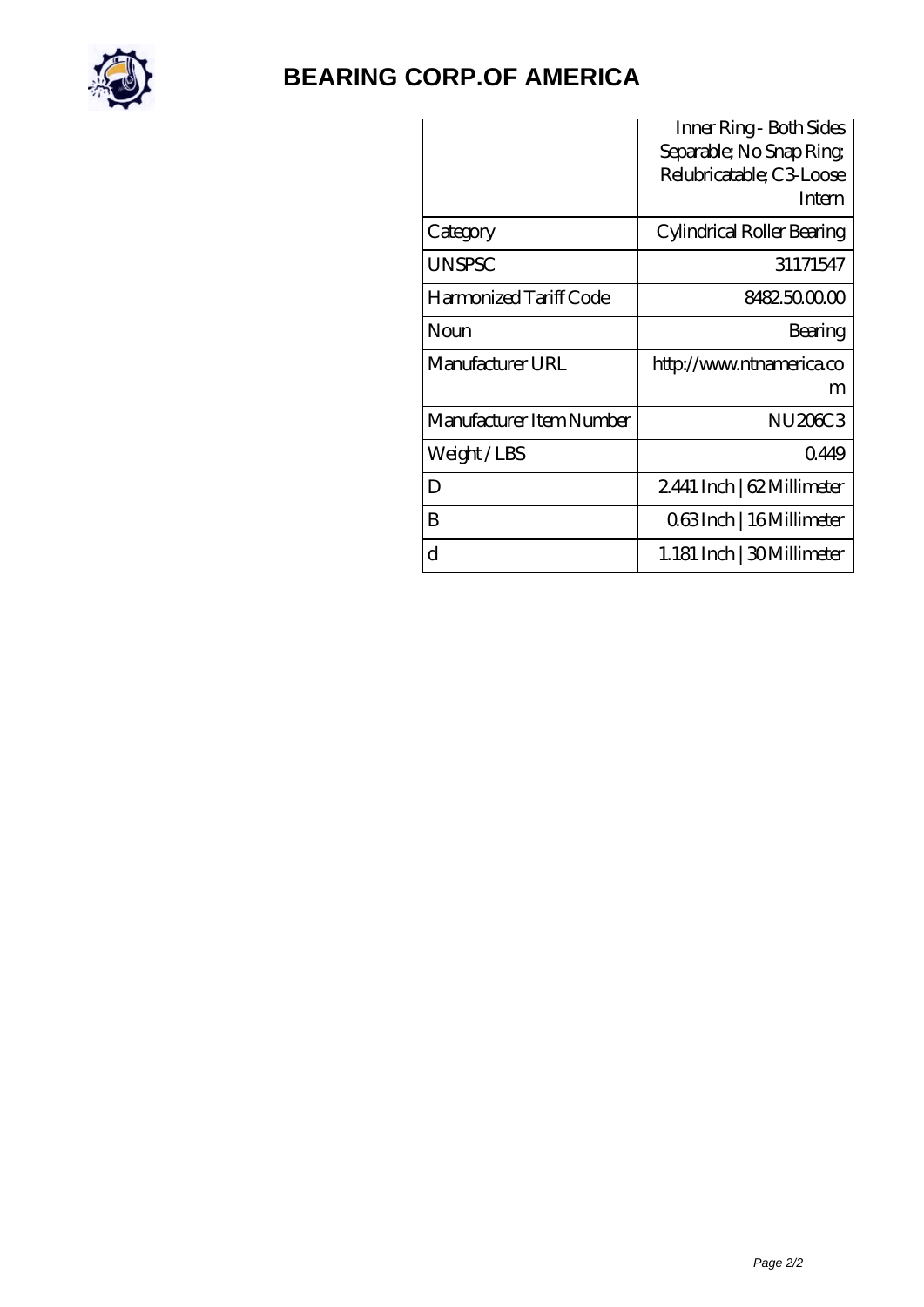# BEARING CORP.OF AMERICA

| | |
|---|---|
| | Inner Ring - Both Sides Separable; No Snap Ring; Relubricatable; C3-Loose Intern |
| Category | Cylindrical Roller Bearing |
| UNSPSC | 31171547 |
| Harmonized Tariff Code | 8482.50.00.00 |
| Noun | Bearing |
| Manufacturer URL | http://www.ntnamerica.com |
| Manufacturer Item Number | NU206C3 |
| Weight / LBS | 0.449 |
| D | 2.441 Inch \| 62 Millimeter |
| B | 0.63 Inch \| 16 Millimeter |
| d | 1.181 Inch \| 30 Millimeter |